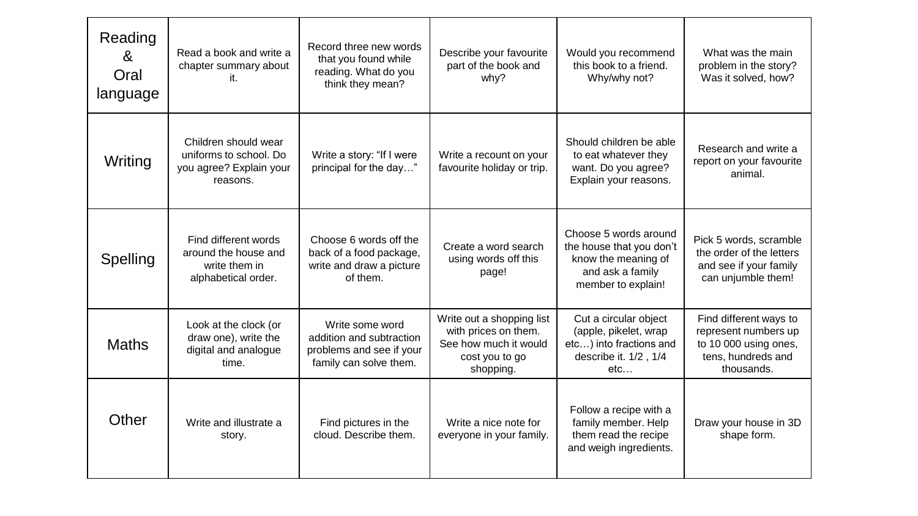| Reading & Oral language | Read a book and write a chapter summary about it. | Record three new words that you found while reading. What do you think they mean? | Describe your favourite part of the book and why? | Would you recommend this book to a friend. Why/why not? | What was the main problem in the story? Was it solved, how? |
|---|---|---|---|---|---|
| Writing | Children should wear uniforms to school. Do you agree? Explain your reasons. | Write a story: "If I were principal for the day…" | Write a recount on your favourite holiday or trip. | Should children be able to eat whatever they want. Do you agree? Explain your reasons. | Research and write a report on your favourite animal. |
| Spelling | Find different words around the house and write them in alphabetical order. | Choose 6 words off the back of a food package, write and draw a picture of them. | Create a word search using words off this page! | Choose 5 words around the house that you don't know the meaning of and ask a family member to explain! | Pick 5 words, scramble the order of the letters and see if your family can unjumble them! |
| Maths | Look at the clock (or draw one), write the digital and analogue time. | Write some word addition and subtraction problems and see if your family can solve them. | Write out a shopping list with prices on them. See how much it would cost you to go shopping. | Cut a circular object (apple, pikelet, wrap etc…) into fractions and describe it. 1/2 , 1/4 etc… | Find different ways to represent numbers up to 10 000 using ones, tens, hundreds and thousands. |
| Other | Write and illustrate a story. | Find pictures in the cloud. Describe them. | Write a nice note for everyone in your family. | Follow a recipe with a family member. Help them read the recipe and weigh ingredients. | Draw your house in 3D shape form. |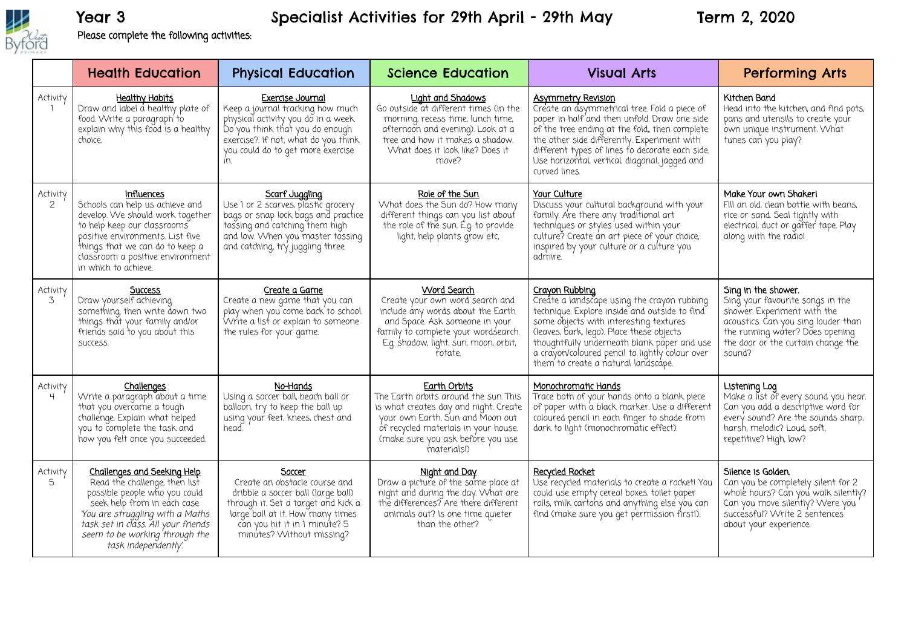# Year 3 Specialist Activities for 29th April - 29th May Term 2, 2020

Please complete the following activities:

| | Health Education | Physical Education | Science Education | Visual Arts | Performing Arts |
|---|---|---|---|---|---|
| Activity 1 | **Healthy Habits** Draw and label a healthy plate of food. Write a paragraph to explain why this food is a healthy choice. | **Exercise Journal** Keep a journal tracking how much physical activity you do in a week. Do you think that you do enough exercise?. If not, what do you think you could do to get more exercise in. | **Light and Shadows** Go outside at different times (in the morning, recess time, lunch time, afternoon and evening). Look at a tree and how it makes a shadow. What does it look like? Does it move? | **Asymmetry Revision** Create an asymmetrical tree. Fold a piece of paper in half and then unfold. Draw one side of the tree ending at the fold., then complete the other side differently. Experiment with different types of lines to decorate each side. Use horizontal, vertical, diagonal, jagged and curved lines. | **Kitchen Band** Head into the kitchen, and find pots, pans and utensils to create your own unique instrument. What tunes can you play? |
| Activity 2 | **Influences** Schools can help us achieve and develop. We should work together to help keep our classrooms positive environments. List five things that we can do to keep a classroom a positive environment in which to achieve. | **Scarf Juggling** Use 1 or 2 scarves, plastic grocery bags or snap lock bags and practice tossing and catching them high and low. When you master tossing and catching, try juggling three | **Role of the Sun** What does the Sun do? How many different things can you list about the role of the sun. E.g. to provide light, help plants grow etc. | **Your Culture** Discuss your cultural background with your family. Are there any traditional art techniques or styles used within your culture? Create an art piece of your choice, inspired by your culture or a culture you admire. | **Make Your own Shaker!** Fill an old, clean bottle with beans, rice or sand. Seal tightly with electrical, duct or gaffer tape. Play along with the radio! |
| Activity 3 | **Success** Draw yourself achieving something, then write down two things that your family and/or friends said to you about this success. | **Create a Game** Create a new game that you can play when you come back to school. Write a list or explain to someone the rules for your game. | **Word Search** Create your own word search and include any words about the Earth and Space. Ask someone in your family to complete your wordsearch. E.g. shadow, light, sun, moon, orbit, rotate. | **Crayon Rubbing** Create a landscape using the crayon rubbing technique. Explore inside and outside to find some objects with interesting textures (leaves, bark, lego). Place these objects thoughtfully underneath blank paper and use a crayon/coloured pencil to lightly colour over them to create a natural landscape. | **Sing in the shower.** Sing your favourite songs in the shower. Experiment with the acoustics. Can you sing louder than the running water? Does opening the door or the curtain change the sound? |
| Activity 4 | **Challenges** Write a paragraph about a time that you overcame a tough challenge. Explain what helped you to complete the task and how you felt once you succeeded. | **No-Hands** Using a soccer ball, beach ball or balloon, try to keep the ball up using your feet, knees, chest and head. | **Earth Orbits** The Earth orbits around the sun. This is what creates day and night. Create your own Earth, Sun and Moon out of recycled materials in your house. (make sure you ask before you use materials!) | **Monochromatic Hands** Trace both of your hands onto a blank piece of paper with a black marker. Use a different coloured pencil in each finger to shade from dark to light (monochromatic effect). | **Listening Log** Make a list of every sound you hear. Can you add a descriptive word for every sound? Are the sounds sharp, harsh, melodic? Loud, soft, repetitive? High, low? |
| Activity 5 | **Challenges and Seeking Help** Read the challenge, then list possible people who you could seek help from in each case *'You are struggling with a Maths task set in class. All your friends seem to be working through the task independently.'* | **Soccer** Create an obstacle course and dribble a soccer ball (large ball) through it. Set a target and kick a large ball at it. How many times can you hit it in 1 minute? 5 minutes? Without missing? | **Night and Day** Draw a picture of the same place at night and during the day. What are the differences? Are there different animals out? Is one time quieter than the other? | **Recycled Rocket** Use recycled materials to create a rocket! You could use empty cereal boxes, toilet paper rolls, milk cartons and anything else you can find (make sure you get permission first!). | **Silence is Golden.** Can you be completely silent for 2 whole hours? Can you walk silently? Can you move silently? Were you successful? Write 2 sentences about your experience. |